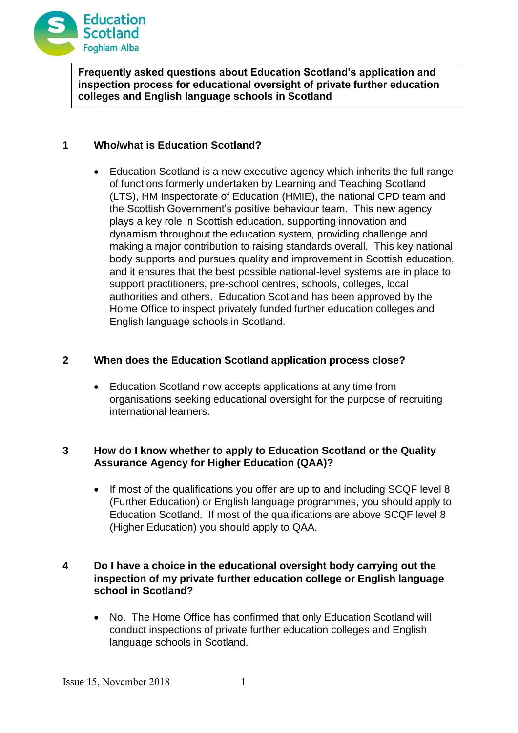# Frequently asked questions about Education Scotland's application and inspection process for educational oversight of private further education colleges and English language schools in Scotland

## 1 Who/what is Education Scotland?

- Education Scotland is a new executive agency which inherits the full range of functions formerly undertaken by Learning and Teaching Scotland (LTS), HM Inspectorate of Education (HMIE), the national CPD team and the Scottish Government's positive behaviour team. This new agency plays a key role in Scottish education, supporting innovation and dynamism throughout the education system, providing challenge and making a major contribution to raising standards overall. This key national body supports and pursues quality and improvement in Scottish education, and it ensures that the best possible national-level systems are in place to support practitioners, pre-school centres, schools, colleges, local authorities and others. Education Scotland has been approved by the Home Office to inspect privately funded further education colleges and English language schools in Scotland.

## 2 When does the Education Scotland application process close?

- Education Scotland now accepts applications at any time from organisations seeking educational oversight for the purpose of recruiting international learners.

## 3 How do I know whether to apply to Education Scotland or the Quality Assurance Agency for Higher Education (QAA)?

- If most of the qualifications you offer are up to and including SCQF level 8 (Further Education) or English language programmes, you should apply to Education Scotland. If most of the qualifications are above SCQF level 8 (Higher Education) you should apply to QAA.

## 4 Do I have a choice in the educational oversight body carrying out the inspection of my private further education college or English language school in Scotland?

- No. The Home Office has confirmed that only Education Scotland will conduct inspections of private further education colleges and English language schools in Scotland.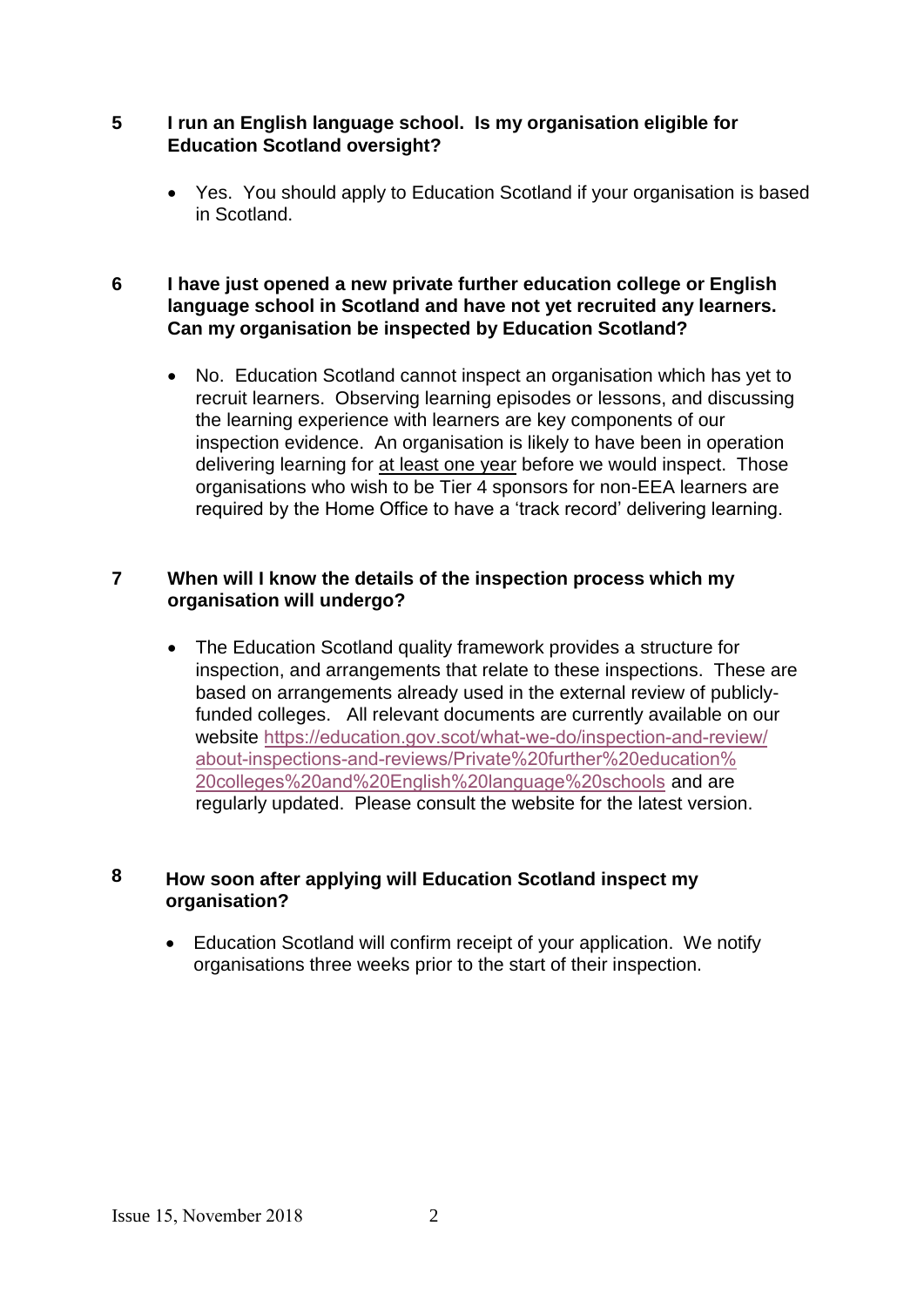**5 I run an English language school. Is my organisation eligible for Education Scotland oversight?**

- Yes. You should apply to Education Scotland if your organisation is based in Scotland.

**6 I have just opened a new private further education college or English language school in Scotland and have not yet recruited any learners. Can my organisation be inspected by Education Scotland?**

- No. Education Scotland cannot inspect an organisation which has yet to recruit learners. Observing learning episodes or lessons, and discussing the learning experience with learners are key components of our inspection evidence. An organisation is likely to have been in operation delivering learning for <u>at least one year</u> before we would inspect. Those organisations who wish to be Tier 4 sponsors for non-EEA learners are required by the Home Office to have a 'track record' delivering learning.

**7 When will I know the details of the inspection process which my organisation will undergo?**

- The Education Scotland quality framework provides a structure for inspection, and arrangements that relate to these inspections. These are based on arrangements already used in the external review of publicly-funded colleges. All relevant documents are currently available on our website [https://education.gov.scot/what-we-do/inspection-and-review/about-inspections-and-reviews/Private%20further%20education%20colleges%20and%20English%20language%20schools](https://education.gov.scot/what-we-do/inspection-and-review/about-inspections-and-reviews/Private%20further%20education%20colleges%20and%20English%20language%20schools) and are regularly updated. Please consult the website for the latest version.

**8 How soon after applying will Education Scotland inspect my organisation?**

- Education Scotland will confirm receipt of your application. We notify organisations three weeks prior to the start of their inspection.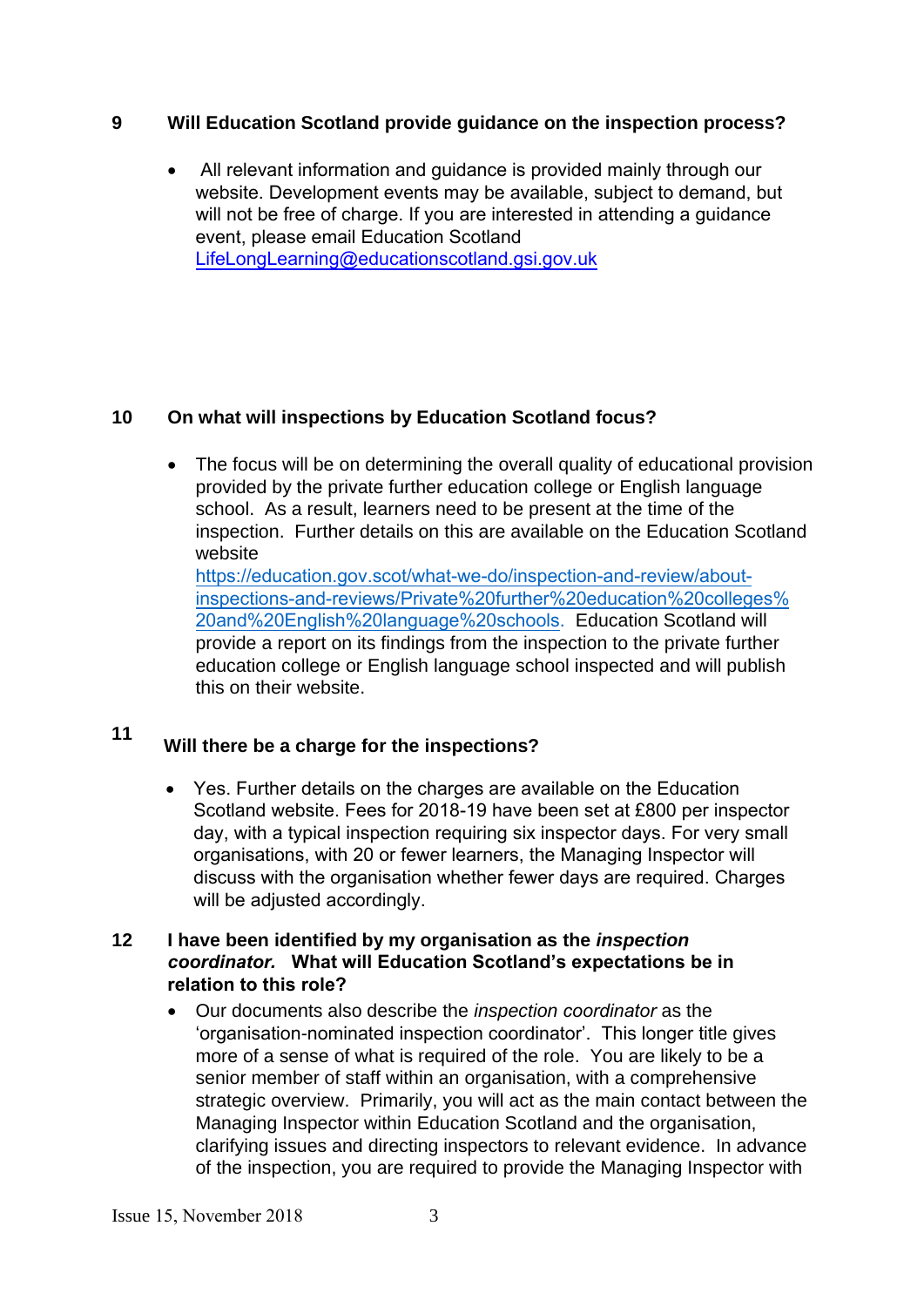**9 Will Education Scotland provide guidance on the inspection process?**

- All relevant information and guidance is provided mainly through our website. Development events may be available, subject to demand, but will not be free of charge. If you are interested in attending a guidance event, please email Education Scotland LifeLongLearning@educationscotland.gsi.gov.uk

**10 On what will inspections by Education Scotland focus?**

- The focus will be on determining the overall quality of educational provision provided by the private further education college or English language school. As a result, learners need to be present at the time of the inspection. Further details on this are available on the Education Scotland website https://education.gov.scot/what-we-do/inspection-and-review/about-inspections-and-reviews/Private%20further%20education%20colleges%20and%20English%20language%20schools. Education Scotland will provide a report on its findings from the inspection to the private further education college or English language school inspected and will publish this on their website.

**11 Will there be a charge for the inspections?**

- Yes. Further details on the charges are available on the Education Scotland website. Fees for 2018-19 have been set at £800 per inspector day, with a typical inspection requiring six inspector days. For very small organisations, with 20 or fewer learners, the Managing Inspector will discuss with the organisation whether fewer days are required. Charges will be adjusted accordingly.

**12 I have been identified by my organisation as the *inspection coordinator.* What will Education Scotland's expectations be in relation to this role?**

- Our documents also describe the *inspection coordinator* as the 'organisation-nominated inspection coordinator'. This longer title gives more of a sense of what is required of the role. You are likely to be a senior member of staff within an organisation, with a comprehensive strategic overview. Primarily, you will act as the main contact between the Managing Inspector within Education Scotland and the organisation, clarifying issues and directing inspectors to relevant evidence. In advance of the inspection, you are required to provide the Managing Inspector with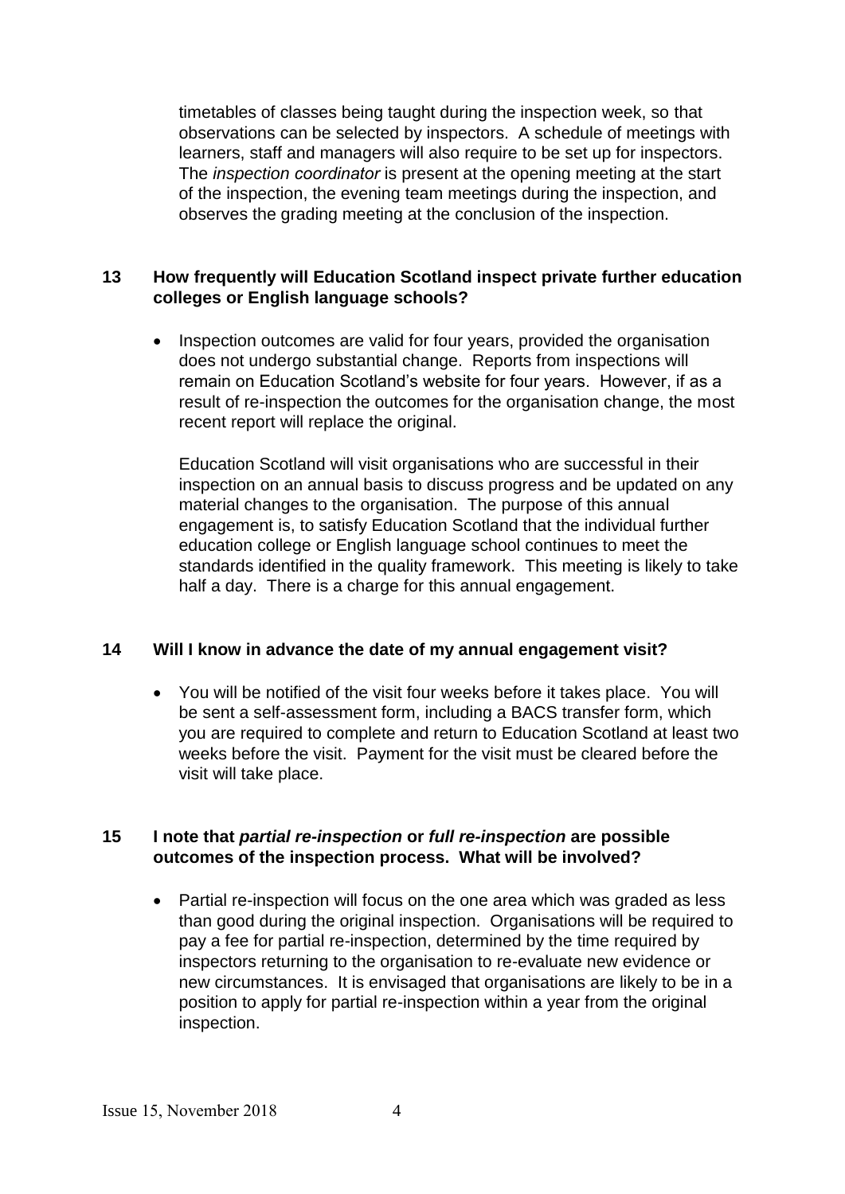timetables of classes being taught during the inspection week, so that observations can be selected by inspectors. A schedule of meetings with learners, staff and managers will also require to be set up for inspectors. The *inspection coordinator* is present at the opening meeting at the start of the inspection, the evening team meetings during the inspection, and observes the grading meeting at the conclusion of the inspection.

**13 How frequently will Education Scotland inspect private further education colleges or English language schools?**

- Inspection outcomes are valid for four years, provided the organisation does not undergo substantial change. Reports from inspections will remain on Education Scotland's website for four years. However, if as a result of re-inspection the outcomes for the organisation change, the most recent report will replace the original.

  Education Scotland will visit organisations who are successful in their inspection on an annual basis to discuss progress and be updated on any material changes to the organisation. The purpose of this annual engagement is, to satisfy Education Scotland that the individual further education college or English language school continues to meet the standards identified in the quality framework. This meeting is likely to take half a day. There is a charge for this annual engagement.

**14 Will I know in advance the date of my annual engagement visit?**

- You will be notified of the visit four weeks before it takes place. You will be sent a self-assessment form, including a BACS transfer form, which you are required to complete and return to Education Scotland at least two weeks before the visit. Payment for the visit must be cleared before the visit will take place.

**15 I note that *partial re-inspection* or *full re-inspection* are possible outcomes of the inspection process. What will be involved?**

- Partial re-inspection will focus on the one area which was graded as less than good during the original inspection. Organisations will be required to pay a fee for partial re-inspection, determined by the time required by inspectors returning to the organisation to re-evaluate new evidence or new circumstances. It is envisaged that organisations are likely to be in a position to apply for partial re-inspection within a year from the original inspection.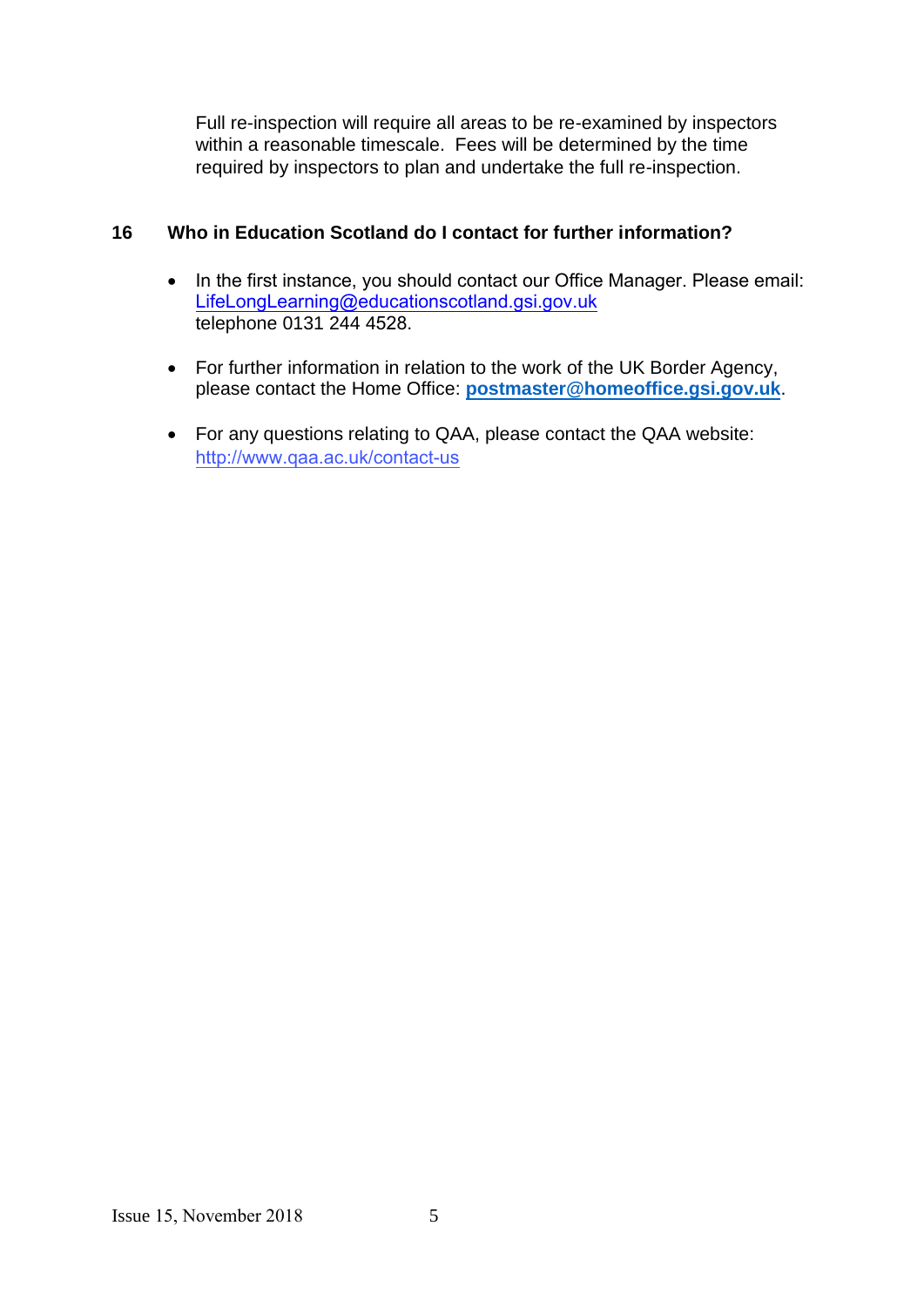Full re-inspection will require all areas to be re-examined by inspectors within a reasonable timescale. Fees will be determined by the time required by inspectors to plan and undertake the full re-inspection.

## 16 Who in Education Scotland do I contact for further information?

- In the first instance, you should contact our Office Manager. Please email: LifeLongLearning@educationscotland.gsi.gov.uk
  telephone 0131 244 4528.

- For further information in relation to the work of the UK Border Agency, please contact the Home Office: **postmaster@homeoffice.gsi.gov.uk**.

- For any questions relating to QAA, please contact the QAA website: http://www.qaa.ac.uk/contact-us